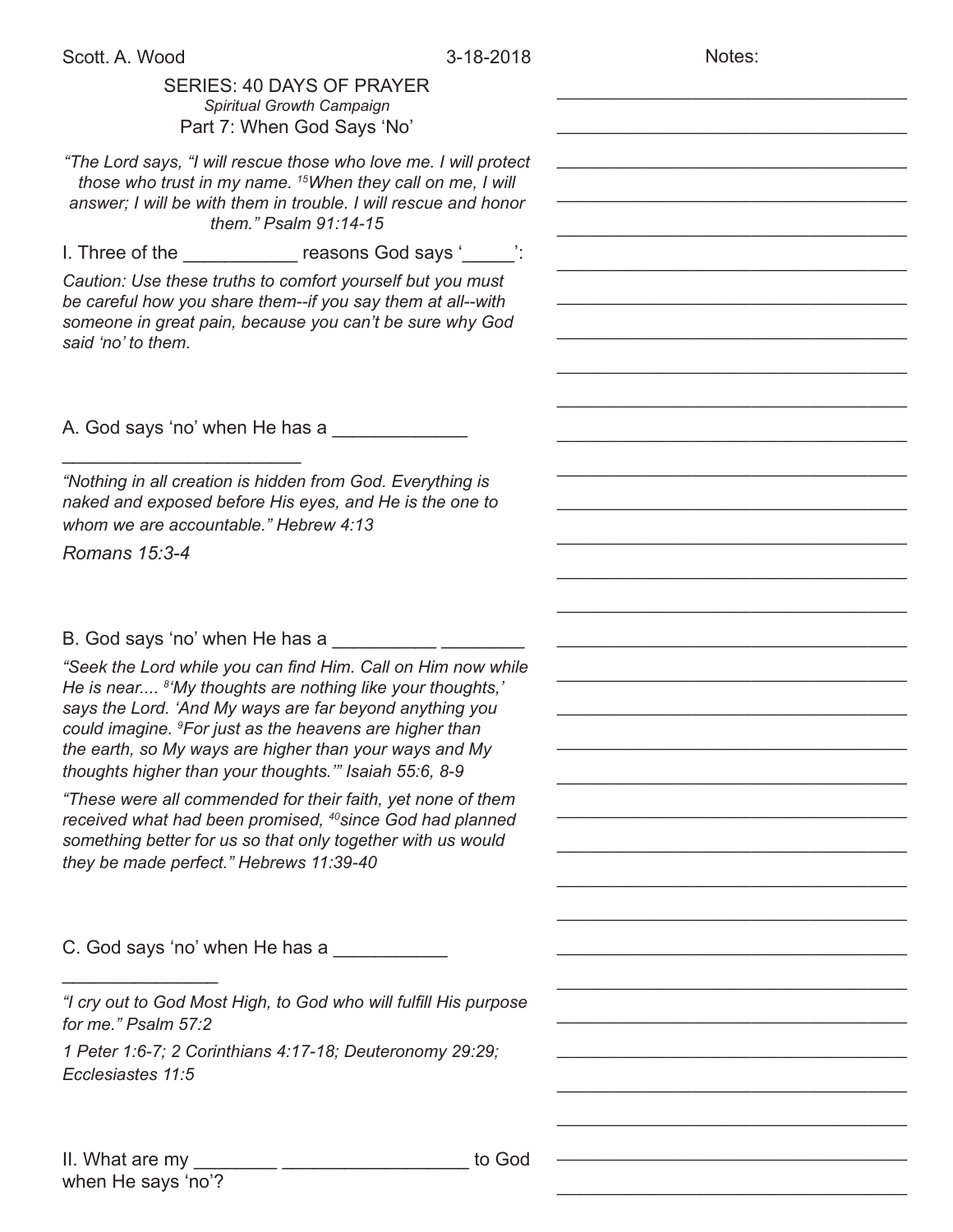Scott. A. Wood 3-18-2018

Notes:

# SERIES: 40 DAYS OF PRAYER

*Spiritual Growth Campaign*

## Part 7: When God Says ‘No’

*“The Lord says, “I will rescue those who love me. I will protect those who trust in my name. [15]When they call on me, I will answer; I will be with them in trouble. I will rescue and honor them.” Psalm 91:14-15*

I. Three of the ___________ reasons God says ‘_____’:

*Caution: Use these truths to comfort yourself but you must be careful how you share them--if you say them at all--with someone in great pain, because you can’t be sure why God said ‘no’ to them.*

A. God says ‘no’ when He has a _____________ _______________________

*“Nothing in all creation is hidden from God. Everything is naked and exposed before His eyes, and He is the one to whom we are accountable.” Hebrew 4:13*

*Romans 15:3-4*

B. God says ‘no’ when He has a __________ ________

*“Seek the Lord while you can find Him. Call on Him now while He is near.... [8]‘My thoughts are nothing like your thoughts,’ says the Lord. ‘And My ways are far beyond anything you could imagine. [9]For just as the heavens are higher than the earth, so My ways are higher than your ways and My thoughts higher than your thoughts.’” Isaiah 55:6, 8-9*

*“These were all commended for their faith, yet none of them received what had been promised, [40]since God had planned something better for us so that only together with us would they be made perfect.” Hebrews 11:39-40*

C. God says ‘no’ when He has a ___________ _______________

*“I cry out to God Most High, to God who will fulfill His purpose for me.” Psalm 57:2*

*1 Peter 1:6-7; 2 Corinthians 4:17-18; Deuteronomy 29:29; Ecclesiastes 11:5*

II. What are my ________ __________________ to God when He says ‘no’?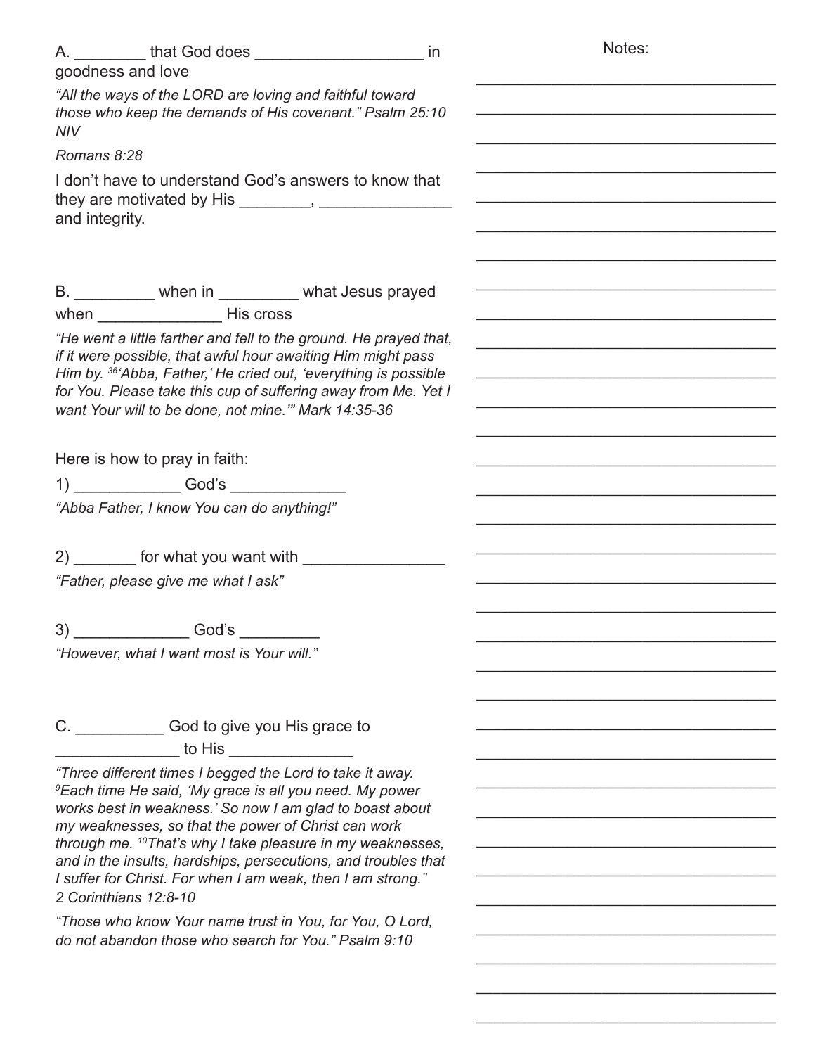A. ________ that God does __________________ in goodness and love

*"All the ways of the LORD are loving and faithful toward those who keep the demands of His covenant." Psalm 25:10 NIV*

*Romans 8:28*

I don't have to understand God's answers to know that they are motivated by His ________, _______________ and integrity.

B. _________ when in _________ what Jesus prayed when ______________ His cross

*"He went a little farther and fell to the ground. He prayed that, if it were possible, that awful hour awaiting Him might pass Him by. [36]'Abba, Father,' He cried out, 'everything is possible for You. Please take this cup of suffering away from Me. Yet I want Your will to be done, not mine.'" Mark 14:35-36*

Here is how to pray in faith:

1) ____________ God's _____________

*"Abba Father, I know You can do anything!"*

2) _______ for what you want with ________________

*"Father, please give me what I ask"*

3) _____________ God's _________

*"However, what I want most is Your will."*

C. __________ God to give you His grace to ______________ to His ______________

*"Three different times I begged the Lord to take it away. [9]Each time He said, 'My grace is all you need. My power works best in weakness.' So now I am glad to boast about my weaknesses, so that the power of Christ can work through me. [10]That's why I take pleasure in my weaknesses, and in the insults, hardships, persecutions, and troubles that I suffer for Christ. For when I am weak, then I am strong." 2 Corinthians 12:8-10*

*"Those who know Your name trust in You, for You, O Lord, do not abandon those who search for You." Psalm 9:10*

Notes: